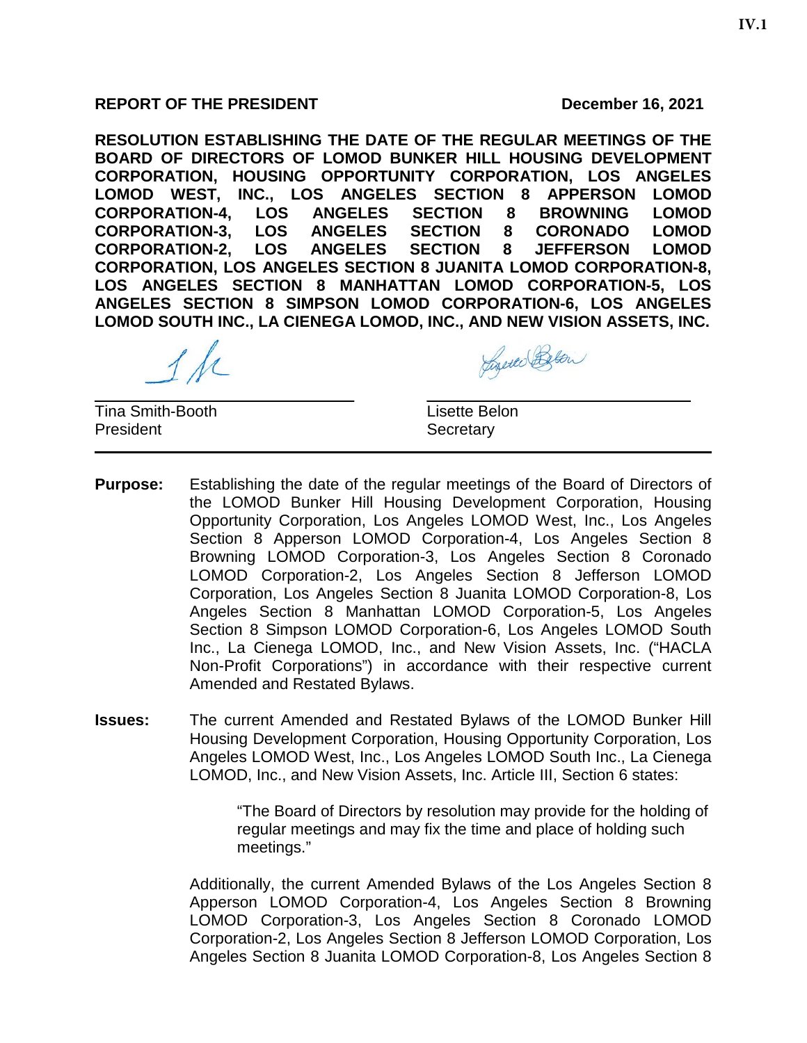**REPORT OF THE PRESIDENT** **December 16, 2021**

**RESOLUTION ESTABLISHING THE DATE OF THE REGULAR MEETINGS OF THE BOARD OF DIRECTORS OF LOMOD BUNKER HILL HOUSING DEVELOPMENT CORPORATION, HOUSING OPPORTUNITY CORPORATION, LOS ANGELES LOMOD WEST, INC., LOS ANGELES SECTION 8 APPERSON LOMOD CORPORATION-4, LOS ANGELES SECTION 8 BROWNING LOMOD CORPORATION-3, LOS ANGELES SECTION 8 CORONADO LOMOD CORPORATION-2, LOS ANGELES SECTION 8 JEFFERSON LOMOD CORPORATION, LOS ANGELES SECTION 8 JUANITA LOMOD CORPORATION-8, LOS ANGELES SECTION 8 MANHATTAN LOMOD CORPORATION-5, LOS ANGELES SECTION 8 SIMPSON LOMOD CORPORATION-6, LOS ANGELES LOMOD SOUTH INC., LA CIENEGA LOMOD, INC., AND NEW VISION ASSETS, INC.**

Tina Smith-Booth
President

Lisette Belon
Secretary

---

**Purpose:** Establishing the date of the regular meetings of the Board of Directors of the LOMOD Bunker Hill Housing Development Corporation, Housing Opportunity Corporation, Los Angeles LOMOD West, Inc., Los Angeles Section 8 Apperson LOMOD Corporation-4, Los Angeles Section 8 Browning LOMOD Corporation-3, Los Angeles Section 8 Coronado LOMOD Corporation-2, Los Angeles Section 8 Jefferson LOMOD Corporation, Los Angeles Section 8 Juanita LOMOD Corporation-8, Los Angeles Section 8 Manhattan LOMOD Corporation-5, Los Angeles Section 8 Simpson LOMOD Corporation-6, Los Angeles LOMOD South Inc., La Cienega LOMOD, Inc., and New Vision Assets, Inc. ("HACLA Non-Profit Corporations") in accordance with their respective current Amended and Restated Bylaws.

**Issues:** The current Amended and Restated Bylaws of the LOMOD Bunker Hill Housing Development Corporation, Housing Opportunity Corporation, Los Angeles LOMOD West, Inc., Los Angeles LOMOD South Inc., La Cienega LOMOD, Inc., and New Vision Assets, Inc. Article III, Section 6 states:

> "The Board of Directors by resolution may provide for the holding of regular meetings and may fix the time and place of holding such meetings."

Additionally, the current Amended Bylaws of the Los Angeles Section 8 Apperson LOMOD Corporation-4, Los Angeles Section 8 Browning LOMOD Corporation-3, Los Angeles Section 8 Coronado LOMOD Corporation-2, Los Angeles Section 8 Jefferson LOMOD Corporation, Los Angeles Section 8 Juanita LOMOD Corporation-8, Los Angeles Section 8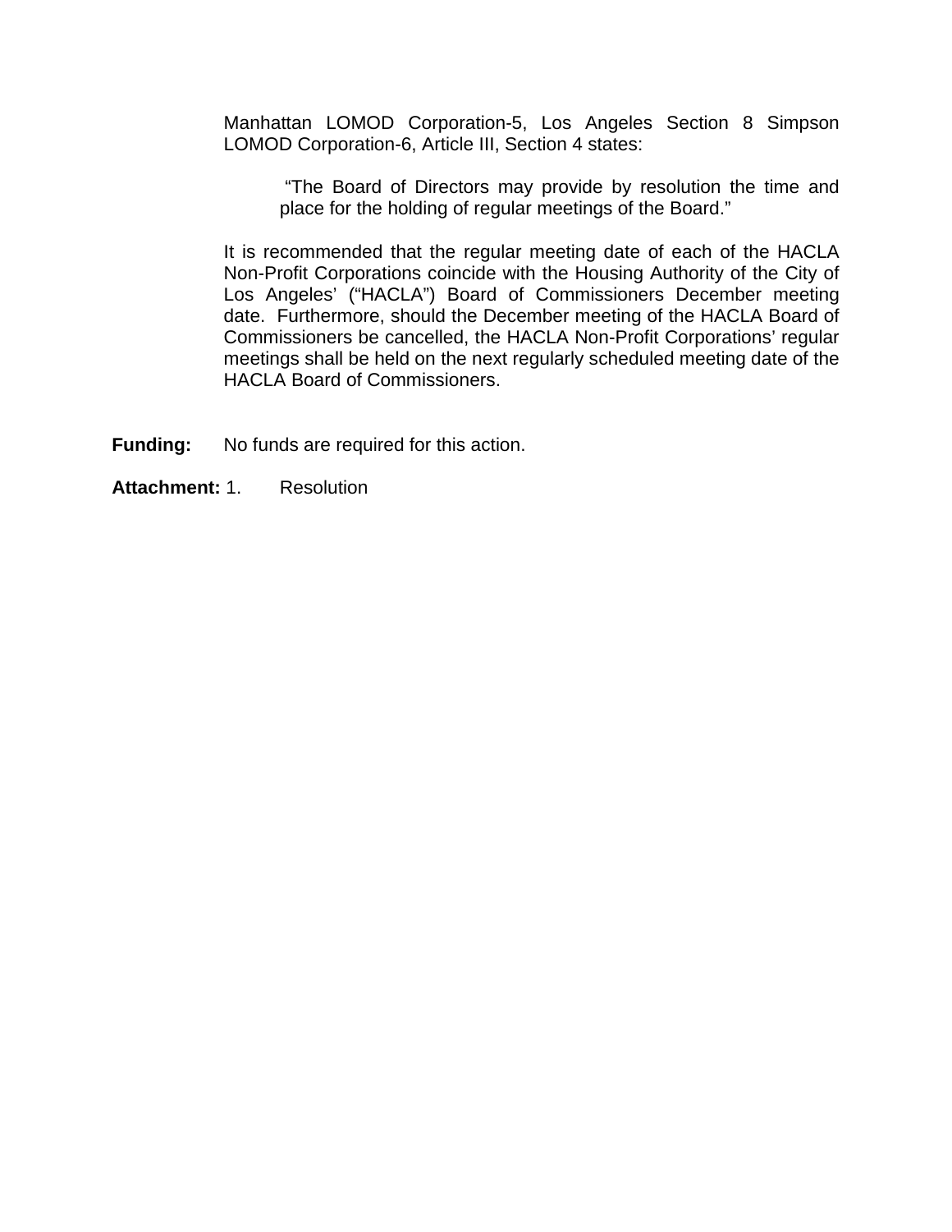Manhattan LOMOD Corporation-5, Los Angeles Section 8 Simpson LOMOD Corporation-6, Article III, Section 4 states:

> "The Board of Directors may provide by resolution the time and place for the holding of regular meetings of the Board."

It is recommended that the regular meeting date of each of the HACLA Non-Profit Corporations coincide with the Housing Authority of the City of Los Angeles' ("HACLA") Board of Commissioners December meeting date. Furthermore, should the December meeting of the HACLA Board of Commissioners be cancelled, the HACLA Non-Profit Corporations' regular meetings shall be held on the next regularly scheduled meeting date of the HACLA Board of Commissioners.

**Funding:** No funds are required for this action.

**Attachment:** 1. Resolution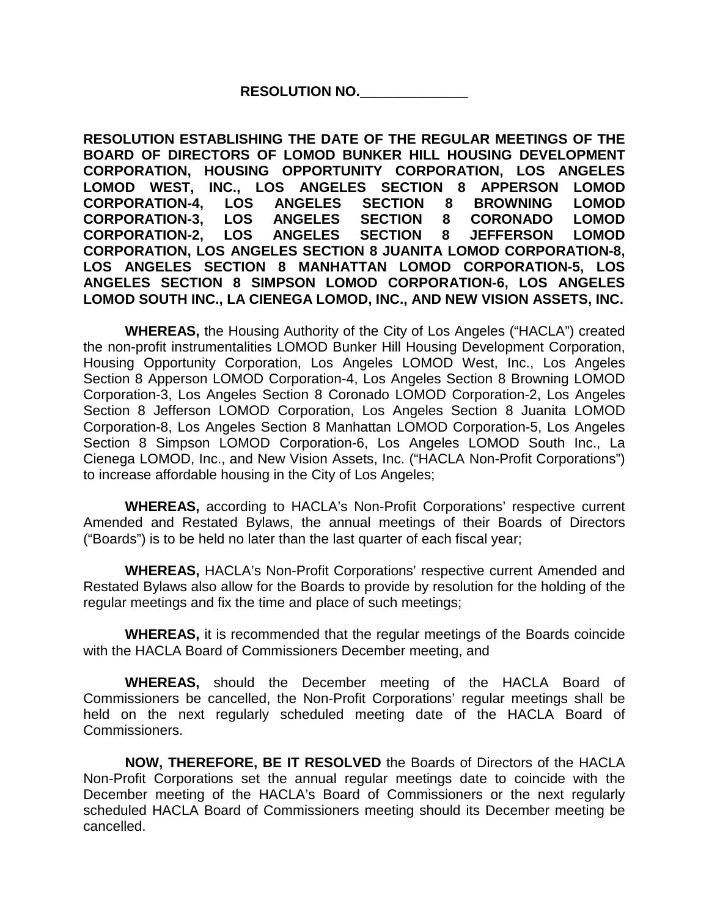**RESOLUTION NO.______________**

**RESOLUTION ESTABLISHING THE DATE OF THE REGULAR MEETINGS OF THE BOARD OF DIRECTORS OF LOMOD BUNKER HILL HOUSING DEVELOPMENT CORPORATION, HOUSING OPPORTUNITY CORPORATION, LOS ANGELES LOMOD WEST, INC., LOS ANGELES SECTION 8 APPERSON LOMOD CORPORATION-4, LOS ANGELES SECTION 8 BROWNING LOMOD CORPORATION-3, LOS ANGELES SECTION 8 CORONADO LOMOD CORPORATION-2, LOS ANGELES SECTION 8 JEFFERSON LOMOD CORPORATION, LOS ANGELES SECTION 8 JUANITA LOMOD CORPORATION-8, LOS ANGELES SECTION 8 MANHATTAN LOMOD CORPORATION-5, LOS ANGELES SECTION 8 SIMPSON LOMOD CORPORATION-6, LOS ANGELES LOMOD SOUTH INC., LA CIENEGA LOMOD, INC., AND NEW VISION ASSETS, INC.**

**WHEREAS,** the Housing Authority of the City of Los Angeles ("HACLA") created the non-profit instrumentalities LOMOD Bunker Hill Housing Development Corporation, Housing Opportunity Corporation, Los Angeles LOMOD West, Inc., Los Angeles Section 8 Apperson LOMOD Corporation-4, Los Angeles Section 8 Browning LOMOD Corporation-3, Los Angeles Section 8 Coronado LOMOD Corporation-2, Los Angeles Section 8 Jefferson LOMOD Corporation, Los Angeles Section 8 Juanita LOMOD Corporation-8, Los Angeles Section 8 Manhattan LOMOD Corporation-5, Los Angeles Section 8 Simpson LOMOD Corporation-6, Los Angeles LOMOD South Inc., La Cienega LOMOD, Inc., and New Vision Assets, Inc. ("HACLA Non-Profit Corporations") to increase affordable housing in the City of Los Angeles;

**WHEREAS,** according to HACLA's Non-Profit Corporations' respective current Amended and Restated Bylaws, the annual meetings of their Boards of Directors ("Boards") is to be held no later than the last quarter of each fiscal year;

**WHEREAS,** HACLA's Non-Profit Corporations' respective current Amended and Restated Bylaws also allow for the Boards to provide by resolution for the holding of the regular meetings and fix the time and place of such meetings;

**WHEREAS,** it is recommended that the regular meetings of the Boards coincide with the HACLA Board of Commissioners December meeting, and

**WHEREAS,** should the December meeting of the HACLA Board of Commissioners be cancelled, the Non-Profit Corporations' regular meetings shall be held on the next regularly scheduled meeting date of the HACLA Board of Commissioners.

**NOW, THEREFORE, BE IT RESOLVED** the Boards of Directors of the HACLA Non-Profit Corporations set the annual regular meetings date to coincide with the December meeting of the HACLA's Board of Commissioners or the next regularly scheduled HACLA Board of Commissioners meeting should its December meeting be cancelled.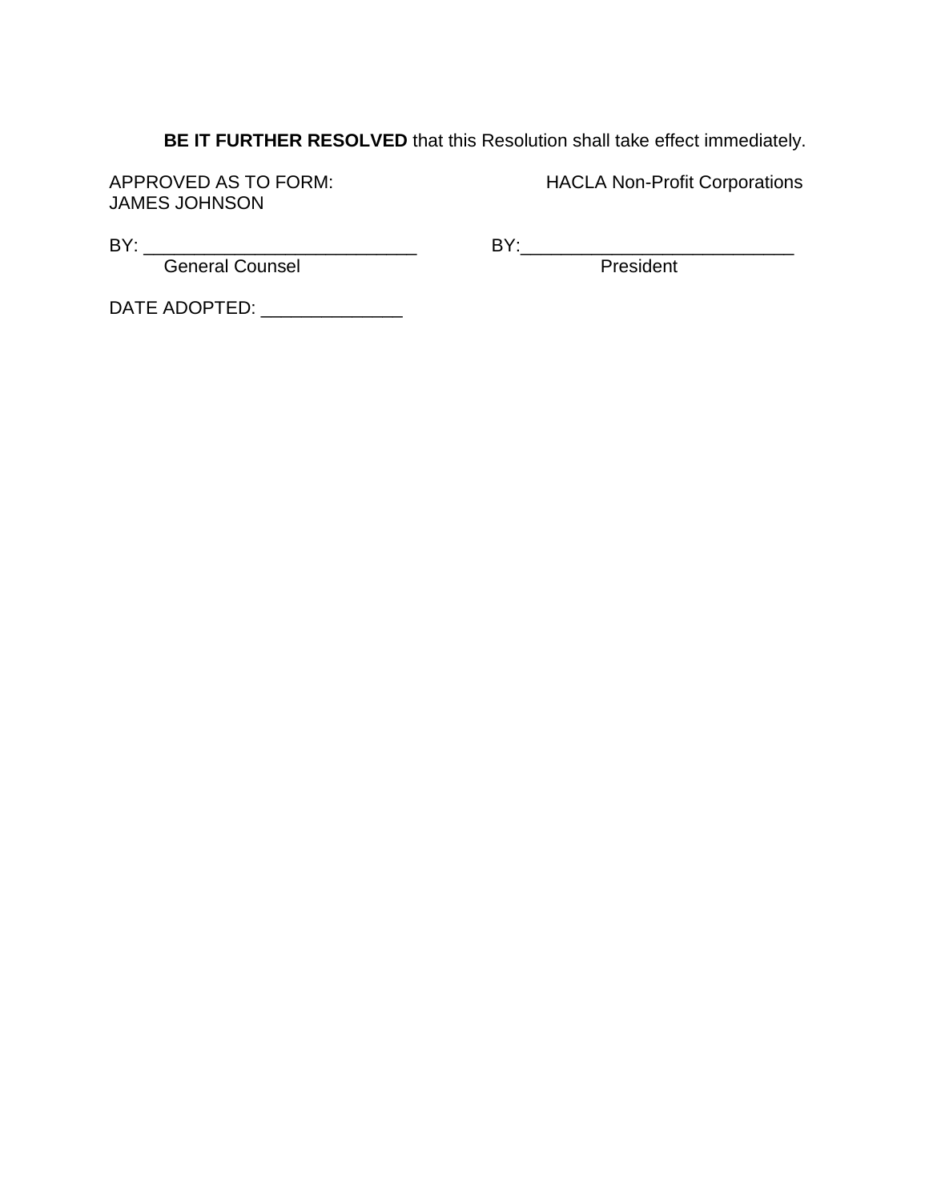**BE IT FURTHER RESOLVED** that this Resolution shall take effect immediately.

APPROVED AS TO FORM:
JAMES JOHNSON

BY: ___________________________
General Counsel

HACLA Non-Profit Corporations

BY:___________________________
President

DATE ADOPTED: ______________